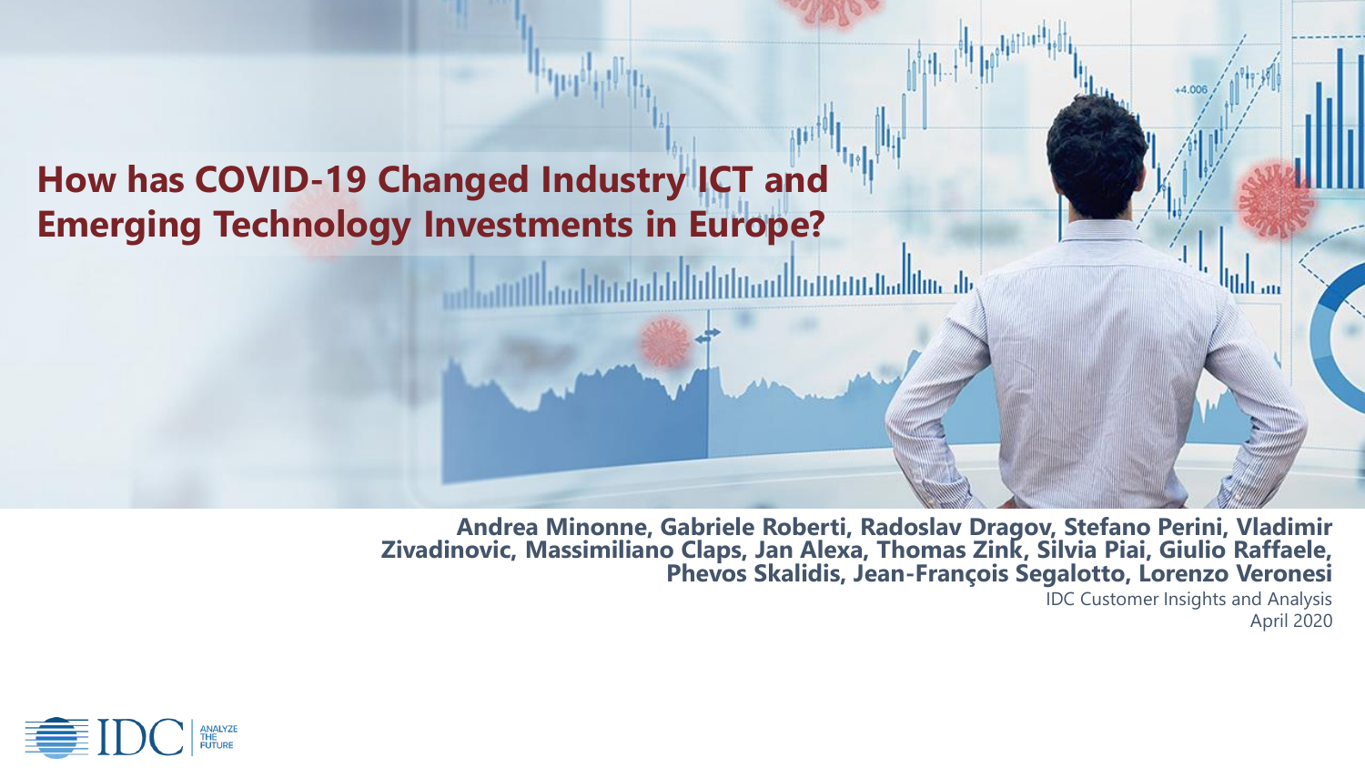# How has COVID-19 Changed Industry ICT and Emerging Technology Investments in Europe?

**Andrea Minonne, Gabriele Roberti, Radoslav Dragov, Stefano Perini, Vladimir Zivadinovic, Massimiliano Claps, Jan Alexa, Thomas Zink, Silvia Piai, Giulio Raffaele, Phevos Skalidis, Jean-François Segalotto, Lorenzo Veronesi**

IDC Customer Insights and Analysis

April 2020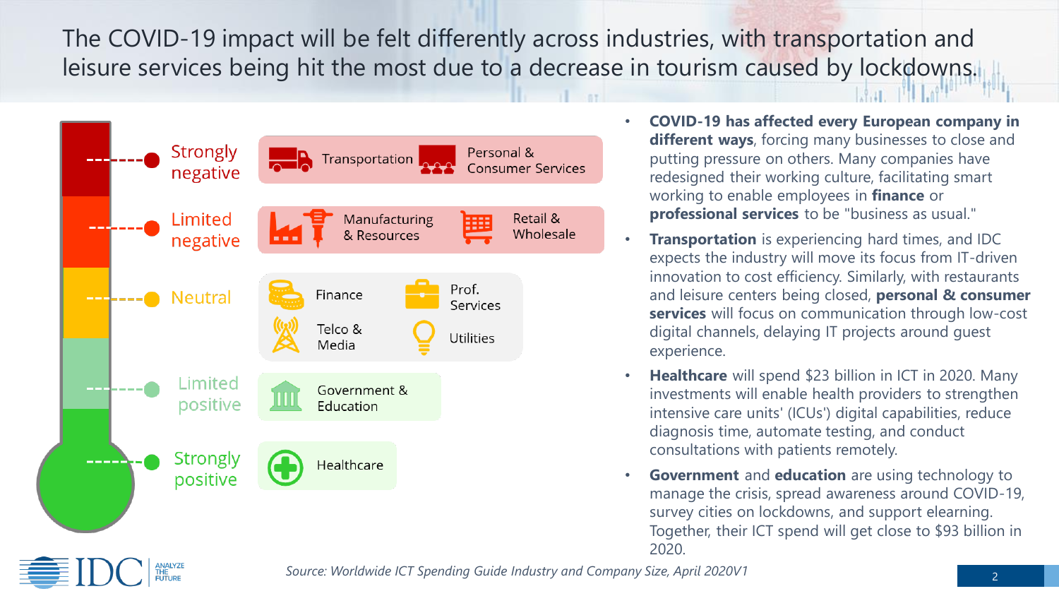# The COVID-19 impact will be felt differently across industries, with transportation and leisure services being hit the most due to a decrease in tourism caused by lockdowns.

| Impact | Industries |
|---|---|
| Strongly negative | Transportation; Personal & Consumer Services |
| Limited negative | Manufacturing & Resources; Retail & Wholesale |
| Neutral | Finance; Prof. Services; Telco & Media; Utilities |
| Limited positive | Government & Education |
| Strongly positive | Healthcare |

- **COVID-19 has affected every European company in different ways**, forcing many businesses to close and putting pressure on others. Many companies have redesigned their working culture, facilitating smart working to enable employees in **finance** or **professional services** to be "business as usual."
- **Transportation** is experiencing hard times, and IDC expects the industry will move its focus from IT-driven innovation to cost efficiency. Similarly, with restaurants and leisure centers being closed, **personal & consumer services** will focus on communication through low-cost digital channels, delaying IT projects around guest experience.
- **Healthcare** will spend $23 billion in ICT in 2020. Many investments will enable health providers to strengthen intensive care units' (ICUs') digital capabilities, reduce diagnosis time, automate testing, and conduct consultations with patients remotely.
- **Government** and **education** are using technology to manage the crisis, spread awareness around COVID-19, survey cities on lockdowns, and support elearning. Together, their ICT spend will get close to $93 billion in 2020.

*Source: Worldwide ICT Spending Guide Industry and Company Size, April 2020V1*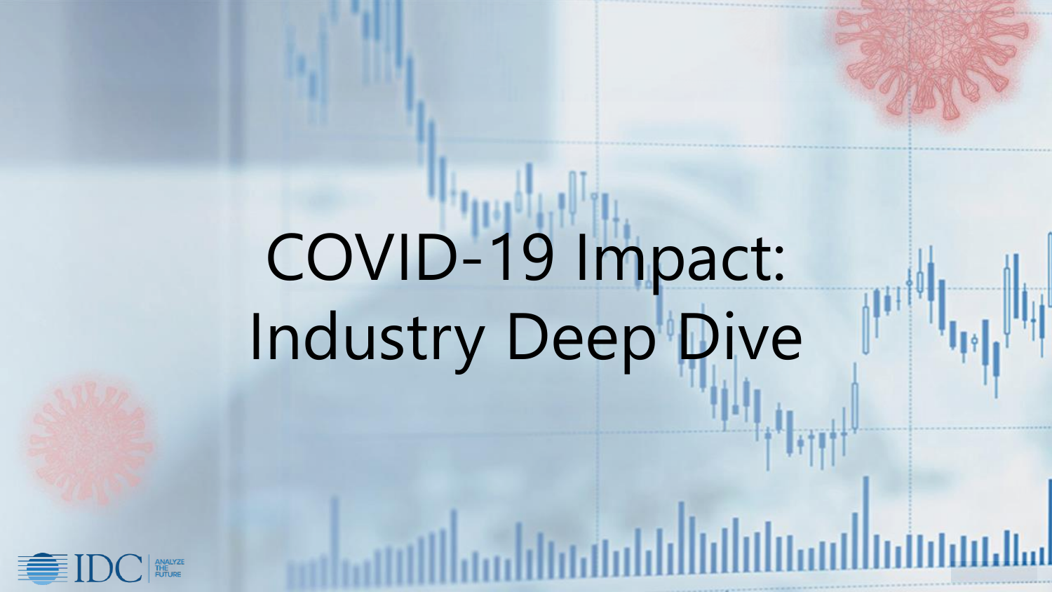# COVID-19 Impact: Industry Deep Dive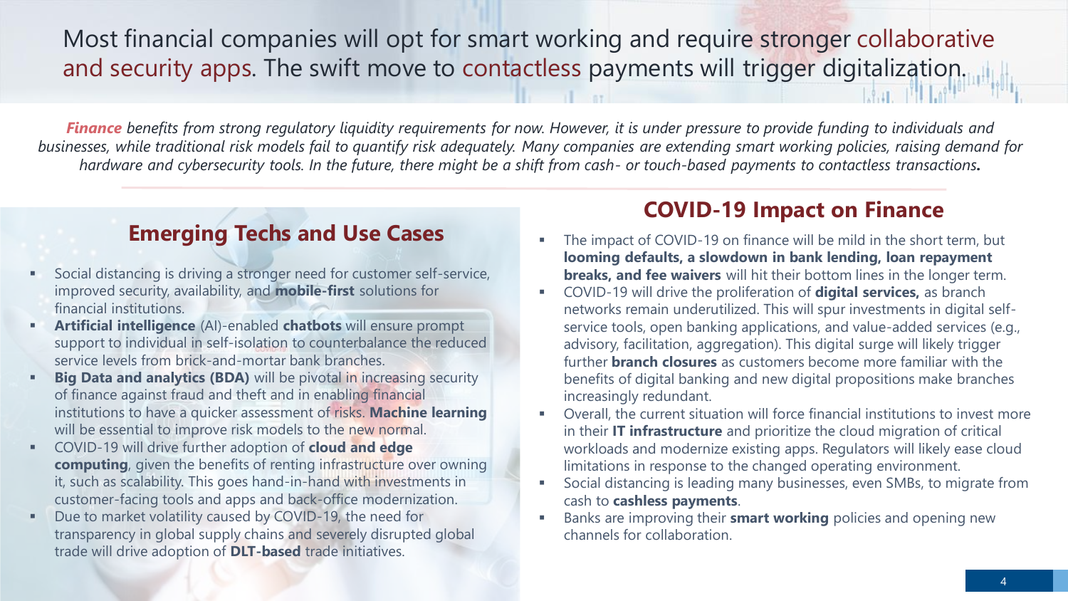# Most financial companies will opt for smart working and require stronger collaborative and security apps. The swift move to contactless payments will trigger digitalization.

***Finance** benefits from strong regulatory liquidity requirements for now. However, it is under pressure to provide funding to individuals and businesses, while traditional risk models fail to quantify risk adequately. Many companies are extending smart working policies, raising demand for hardware and cybersecurity tools. In the future, there might be a shift from cash- or touch-based payments to contactless transactions.*

## Emerging Techs and Use Cases

- Social distancing is driving a stronger need for customer self-service, improved security, availability, and **mobile-first** solutions for financial institutions.
- **Artificial intelligence** (AI)-enabled **chatbots** will ensure prompt support to individual in self-isolation to counterbalance the reduced service levels from brick-and-mortar bank branches.
- **Big Data and analytics (BDA)** will be pivotal in increasing security of finance against fraud and theft and in enabling financial institutions to have a quicker assessment of risks. **Machine learning** will be essential to improve risk models to the new normal.
- COVID-19 will drive further adoption of **cloud and edge computing**, given the benefits of renting infrastructure over owning it, such as scalability. This goes hand-in-hand with investments in customer-facing tools and apps and back-office modernization.
- Due to market volatility caused by COVID-19, the need for transparency in global supply chains and severely disrupted global trade will drive adoption of **DLT-based** trade initiatives.

## COVID-19 Impact on Finance

- The impact of COVID-19 on finance will be mild in the short term, but **looming defaults, a slowdown in bank lending, loan repayment breaks, and fee waivers** will hit their bottom lines in the longer term.
- COVID-19 will drive the proliferation of **digital services,** as branch networks remain underutilized. This will spur investments in digital self-service tools, open banking applications, and value-added services (e.g., advisory, facilitation, aggregation). This digital surge will likely trigger further **branch closures** as customers become more familiar with the benefits of digital banking and new digital propositions make branches increasingly redundant.
- Overall, the current situation will force financial institutions to invest more in their **IT infrastructure** and prioritize the cloud migration of critical workloads and modernize existing apps. Regulators will likely ease cloud limitations in response to the changed operating environment.
- Social distancing is leading many businesses, even SMBs, to migrate from cash to **cashless payments**.
- Banks are improving their **smart working** policies and opening new channels for collaboration.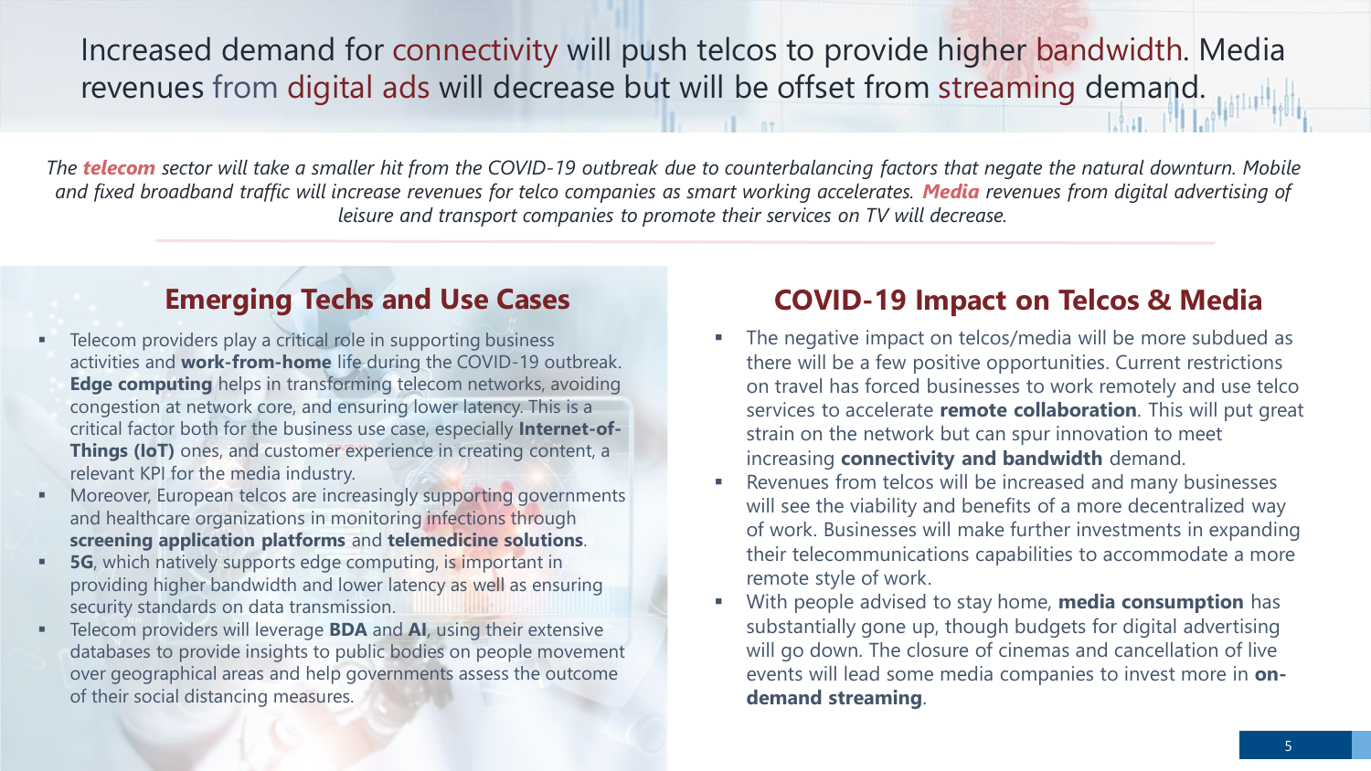# Increased demand for connectivity will push telcos to provide higher bandwidth. Media revenues from digital ads will decrease but will be offset from streaming demand.

*The **telecom** sector will take a smaller hit from the COVID-19 outbreak due to counterbalancing factors that negate the natural downturn. Mobile and fixed broadband traffic will increase revenues for telco companies as smart working accelerates. **Media** revenues from digital advertising of leisure and transport companies to promote their services on TV will decrease.*

## Emerging Techs and Use Cases

- Telecom providers play a critical role in supporting business activities and **work-from-home** life during the COVID-19 outbreak. **Edge computing** helps in transforming telecom networks, avoiding congestion at network core, and ensuring lower latency. This is a critical factor both for the business use case, especially **Internet-of-Things (IoT)** ones, and customer experience in creating content, a relevant KPI for the media industry.
- Moreover, European telcos are increasingly supporting governments and healthcare organizations in monitoring infections through **screening application platforms** and **telemedicine solutions**.
- **5G**, which natively supports edge computing, is important in providing higher bandwidth and lower latency as well as ensuring security standards on data transmission.
- Telecom providers will leverage **BDA** and **AI**, using their extensive databases to provide insights to public bodies on people movement over geographical areas and help governments assess the outcome of their social distancing measures.

## COVID-19 Impact on Telcos & Media

- The negative impact on telcos/media will be more subdued as there will be a few positive opportunities. Current restrictions on travel has forced businesses to work remotely and use telco services to accelerate **remote collaboration**. This will put great strain on the network but can spur innovation to meet increasing **connectivity and bandwidth** demand.
- Revenues from telcos will be increased and many businesses will see the viability and benefits of a more decentralized way of work. Businesses will make further investments in expanding their telecommunications capabilities to accommodate a more remote style of work.
- With people advised to stay home, **media consumption** has substantially gone up, though budgets for digital advertising will go down. The closure of cinemas and cancellation of live events will lead some media companies to invest more in **on-demand streaming**.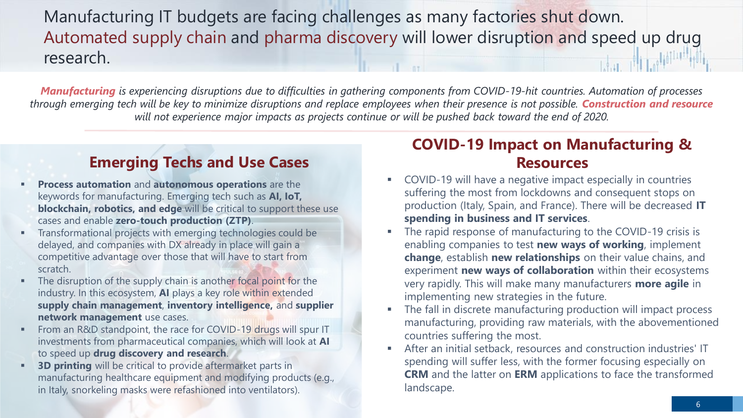# Manufacturing IT budgets are facing challenges as many factories shut down. Automated supply chain and pharma discovery will lower disruption and speed up drug research.

***Manufacturing*** *is experiencing disruptions due to difficulties in gathering components from COVID-19-hit countries. Automation of processes through emerging tech will be key to minimize disruptions and replace employees when their presence is not possible.* ***Construction and resource*** *will not experience major impacts as projects continue or will be pushed back toward the end of 2020.*

## Emerging Techs and Use Cases

- **Process automation** and **autonomous operations** are the keywords for manufacturing. Emerging tech such as **AI, IoT, blockchain, robotics, and edge** will be critical to support these use cases and enable **zero-touch production (ZTP)**.
- Transformational projects with emerging technologies could be delayed, and companies with DX already in place will gain a competitive advantage over those that will have to start from scratch.
- The disruption of the supply chain is another focal point for the industry. In this ecosystem, **AI** plays a key role within extended **supply chain management**, **inventory intelligence,** and **supplier network management** use cases.
- From an R&D standpoint, the race for COVID-19 drugs will spur IT investments from pharmaceutical companies, which will look at **AI** to speed up **drug discovery and research**.
- **3D printing** will be critical to provide aftermarket parts in manufacturing healthcare equipment and modifying products (e.g., in Italy, snorkeling masks were refashioned into ventilators).

## COVID-19 Impact on Manufacturing & Resources

- COVID-19 will have a negative impact especially in countries suffering the most from lockdowns and consequent stops on production (Italy, Spain, and France). There will be decreased **IT spending in business and IT services**.
- The rapid response of manufacturing to the COVID-19 crisis is enabling companies to test **new ways of working**, implement **change**, establish **new relationships** on their value chains, and experiment **new ways of collaboration** within their ecosystems very rapidly. This will make many manufacturers **more agile** in implementing new strategies in the future.
- The fall in discrete manufacturing production will impact process manufacturing, providing raw materials, with the abovementioned countries suffering the most.
- After an initial setback, resources and construction industries' IT spending will suffer less, with the former focusing especially on **CRM** and the latter on **ERM** applications to face the transformed landscape.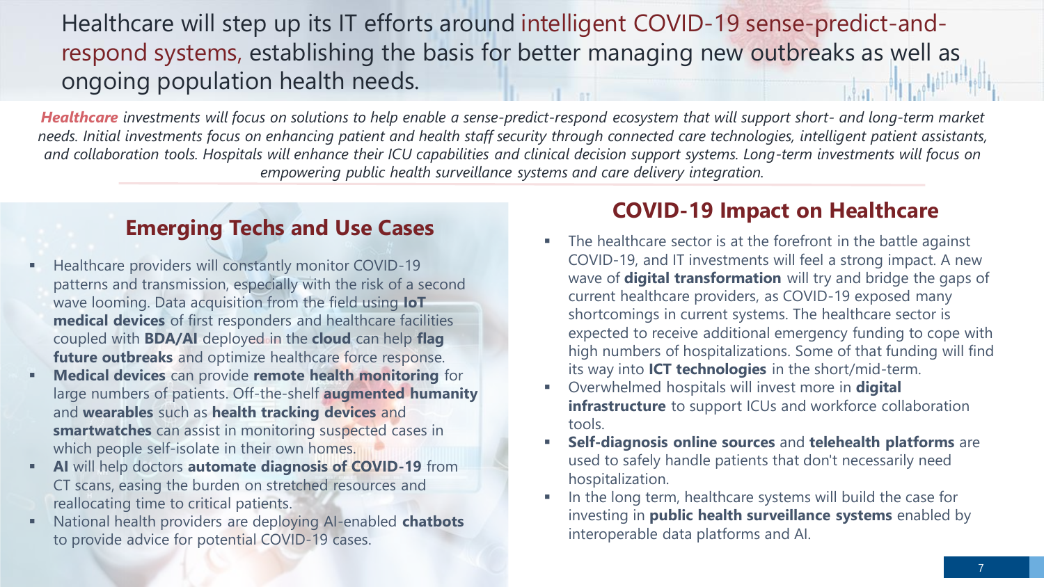# Healthcare will step up its IT efforts around intelligent COVID-19 sense-predict-and-respond systems, establishing the basis for better managing new outbreaks as well as ongoing population health needs.

***Healthcare** investments will focus on solutions to help enable a sense-predict-respond ecosystem that will support short- and long-term market needs. Initial investments focus on enhancing patient and health staff security through connected care technologies, intelligent patient assistants, and collaboration tools. Hospitals will enhance their ICU capabilities and clinical decision support systems. Long-term investments will focus on empowering public health surveillance systems and care delivery integration.*

## Emerging Techs and Use Cases

- Healthcare providers will constantly monitor COVID-19 patterns and transmission, especially with the risk of a second wave looming. Data acquisition from the field using **IoT medical devices** of first responders and healthcare facilities coupled with **BDA/AI** deployed in the **cloud** can help **flag future outbreaks** and optimize healthcare force response.
- **Medical devices** can provide **remote health monitoring** for large numbers of patients. Off-the-shelf **augmented humanity** and **wearables** such as **health tracking devices** and **smartwatches** can assist in monitoring suspected cases in which people self-isolate in their own homes.
- **AI** will help doctors **automate diagnosis of COVID-19** from CT scans, easing the burden on stretched resources and reallocating time to critical patients.
- National health providers are deploying AI-enabled **chatbots** to provide advice for potential COVID-19 cases.

## COVID-19 Impact on Healthcare

- The healthcare sector is at the forefront in the battle against COVID-19, and IT investments will feel a strong impact. A new wave of **digital transformation** will try and bridge the gaps of current healthcare providers, as COVID-19 exposed many shortcomings in current systems. The healthcare sector is expected to receive additional emergency funding to cope with high numbers of hospitalizations. Some of that funding will find its way into **ICT technologies** in the short/mid-term.
- Overwhelmed hospitals will invest more in **digital infrastructure** to support ICUs and workforce collaboration tools.
- **Self-diagnosis online sources** and **telehealth platforms** are used to safely handle patients that don't necessarily need hospitalization.
- In the long term, healthcare systems will build the case for investing in **public health surveillance systems** enabled by interoperable data platforms and AI.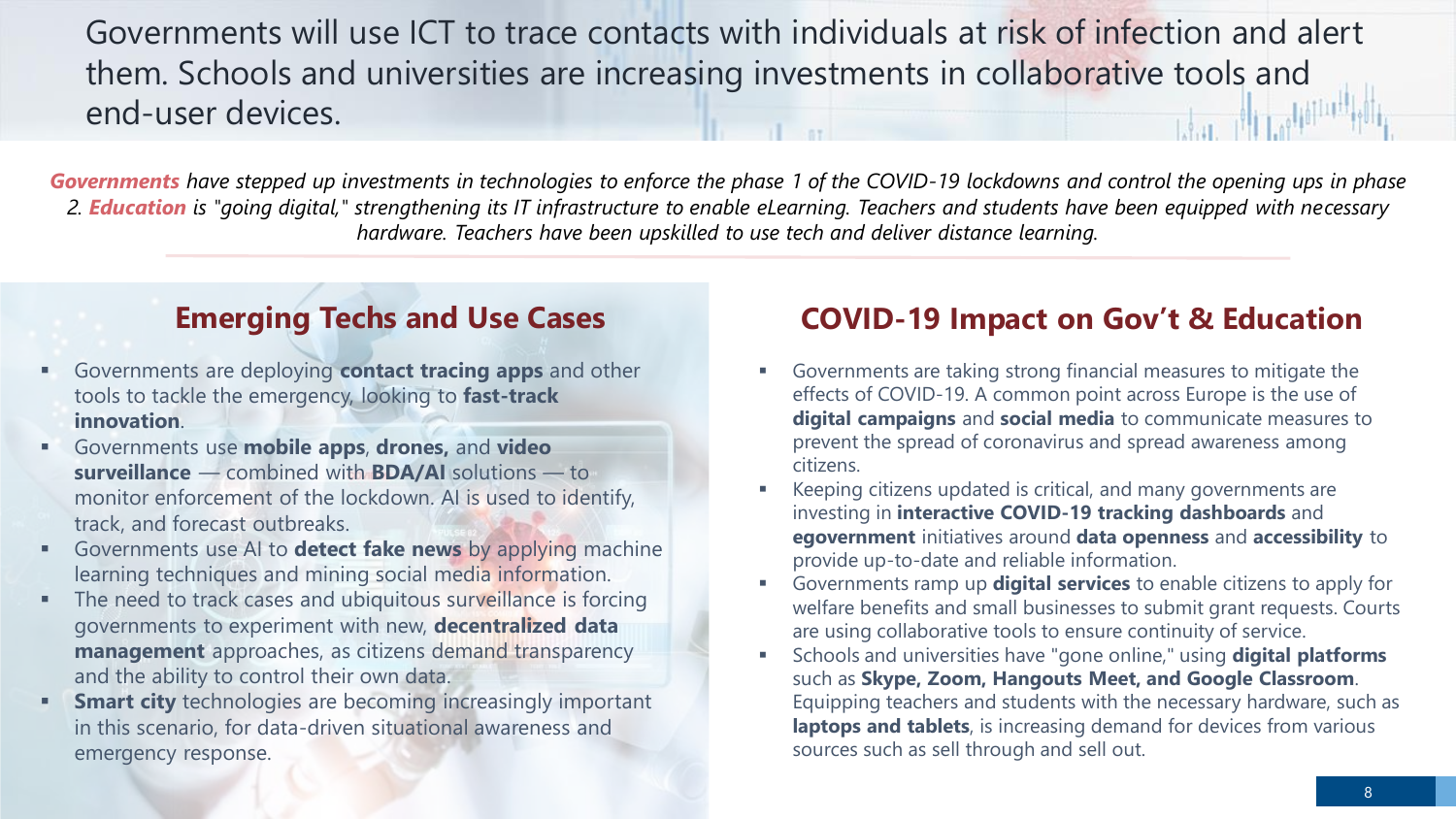# Governments will use ICT to trace contacts with individuals at risk of infection and alert them. Schools and universities are increasing investments in collaborative tools and end-user devices.

***Governments*** *have stepped up investments in technologies to enforce the phase 1 of the COVID-19 lockdowns and control the opening ups in phase 2.* ***Education*** *is "going digital," strengthening its IT infrastructure to enable eLearning. Teachers and students have been equipped with necessary hardware. Teachers have been upskilled to use tech and deliver distance learning.*

## Emerging Techs and Use Cases

- Governments are deploying **contact tracing apps** and other tools to tackle the emergency, looking to **fast-track innovation**.
- Governments use **mobile apps**, **drones,** and **video surveillance** — combined with **BDA/AI** solutions — to monitor enforcement of the lockdown. AI is used to identify, track, and forecast outbreaks.
- Governments use AI to **detect fake news** by applying machine learning techniques and mining social media information.
- The need to track cases and ubiquitous surveillance is forcing governments to experiment with new, **decentralized data management** approaches, as citizens demand transparency and the ability to control their own data.
- **Smart city** technologies are becoming increasingly important in this scenario, for data-driven situational awareness and emergency response.

## COVID-19 Impact on Gov't & Education

- Governments are taking strong financial measures to mitigate the effects of COVID-19. A common point across Europe is the use of **digital campaigns** and **social media** to communicate measures to prevent the spread of coronavirus and spread awareness among citizens.
- Keeping citizens updated is critical, and many governments are investing in **interactive COVID-19 tracking dashboards** and **egovernment** initiatives around **data openness** and **accessibility** to provide up-to-date and reliable information.
- Governments ramp up **digital services** to enable citizens to apply for welfare benefits and small businesses to submit grant requests. Courts are using collaborative tools to ensure continuity of service.
- Schools and universities have "gone online," using **digital platforms** such as **Skype, Zoom, Hangouts Meet, and Google Classroom**. Equipping teachers and students with the necessary hardware, such as **laptops and tablets**, is increasing demand for devices from various sources such as sell through and sell out.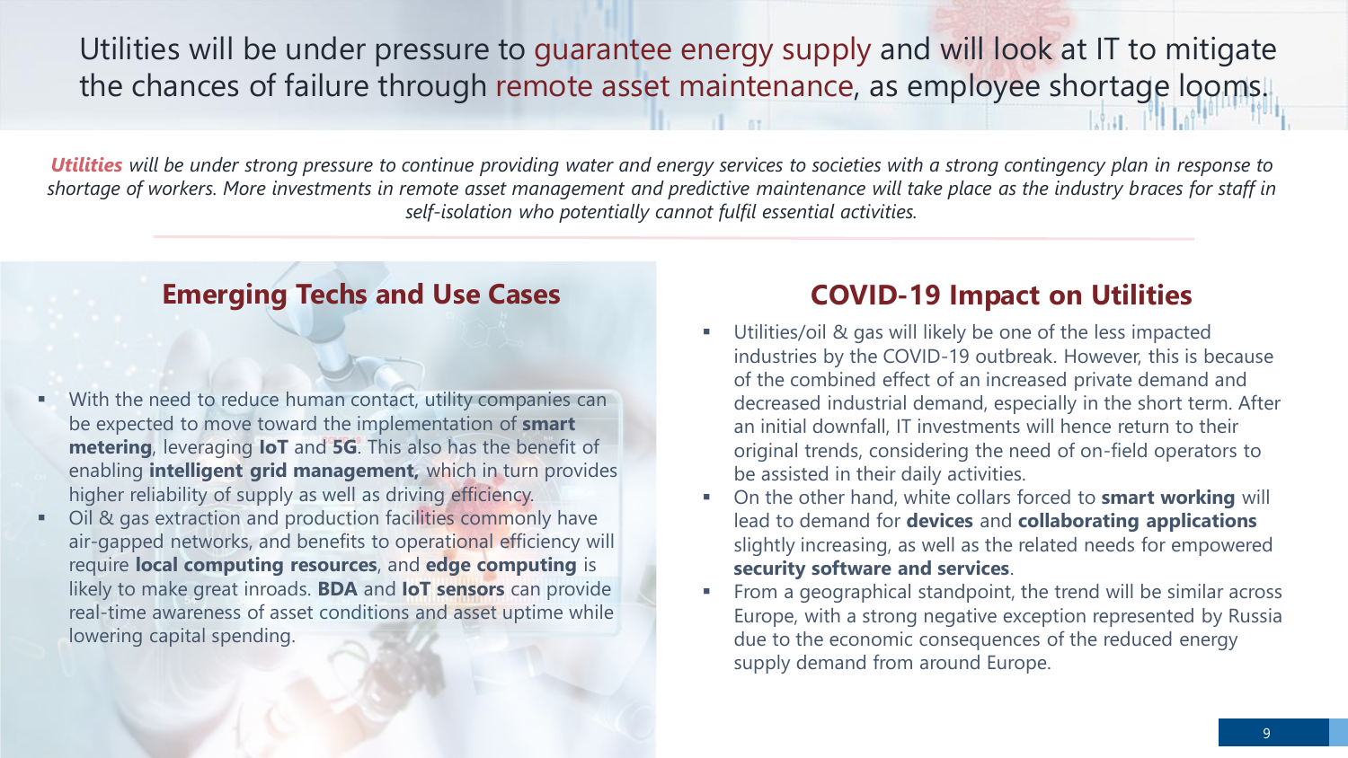# Utilities will be under pressure to guarantee energy supply and will look at IT to mitigate the chances of failure through remote asset maintenance, as employee shortage looms.

***Utilities*** *will be under strong pressure to continue providing water and energy services to societies with a strong contingency plan in response to shortage of workers. More investments in remote asset management and predictive maintenance will take place as the industry braces for staff in self-isolation who potentially cannot fulfil essential activities.*

## Emerging Techs and Use Cases

- With the need to reduce human contact, utility companies can be expected to move toward the implementation of **smart metering**, leveraging **IoT** and **5G**. This also has the benefit of enabling **intelligent grid management,** which in turn provides higher reliability of supply as well as driving efficiency.
- Oil & gas extraction and production facilities commonly have air-gapped networks, and benefits to operational efficiency will require **local computing resources**, and **edge computing** is likely to make great inroads. **BDA** and **IoT sensors** can provide real-time awareness of asset conditions and asset uptime while lowering capital spending.

## COVID-19 Impact on Utilities

- Utilities/oil & gas will likely be one of the less impacted industries by the COVID-19 outbreak. However, this is because of the combined effect of an increased private demand and decreased industrial demand, especially in the short term. After an initial downfall, IT investments will hence return to their original trends, considering the need of on-field operators to be assisted in their daily activities.
- On the other hand, white collars forced to **smart working** will lead to demand for **devices** and **collaborating applications** slightly increasing, as well as the related needs for empowered **security software and services**.
- From a geographical standpoint, the trend will be similar across Europe, with a strong negative exception represented by Russia due to the economic consequences of the reduced energy supply demand from around Europe.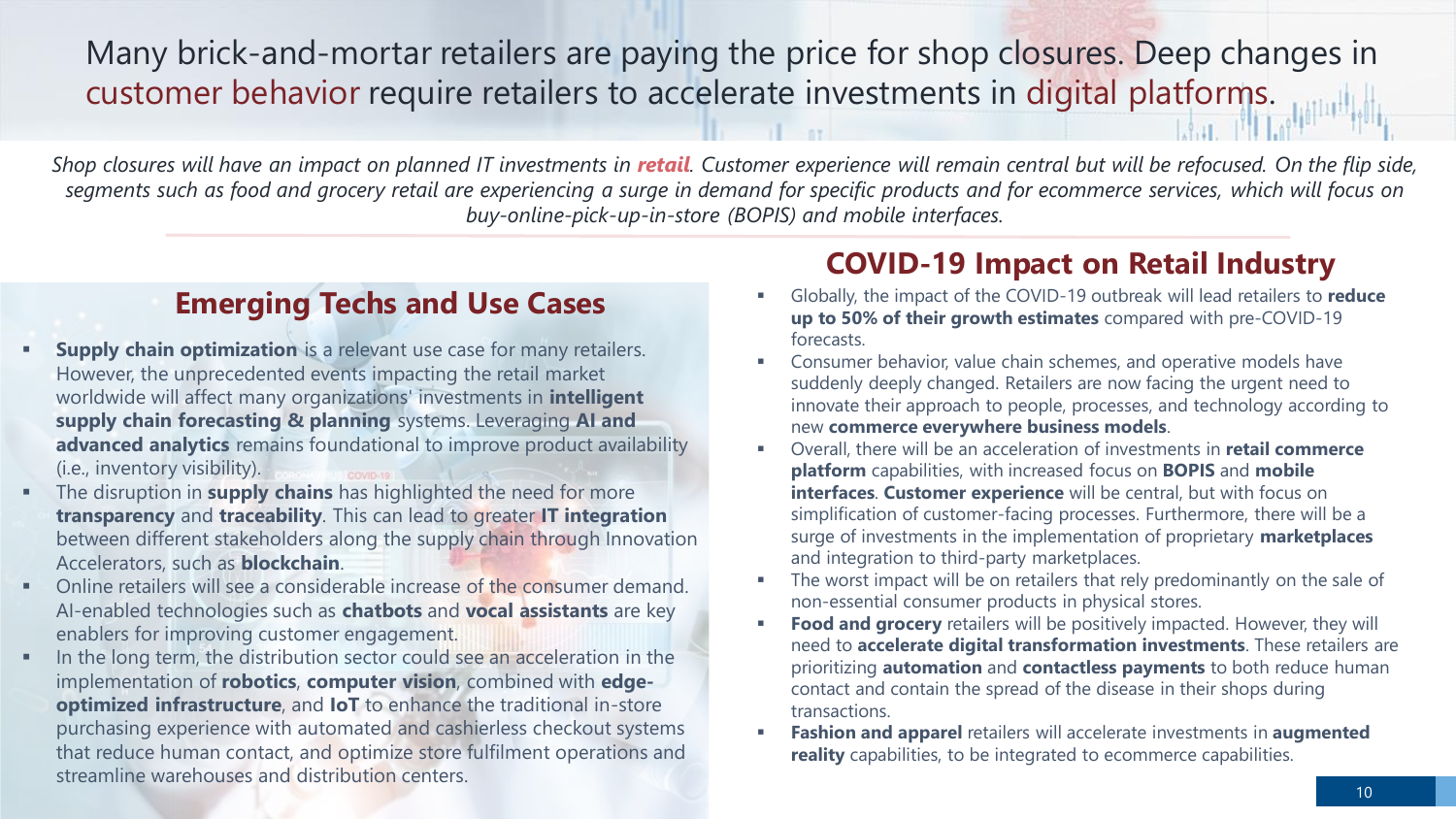# Many brick-and-mortar retailers are paying the price for shop closures. Deep changes in customer behavior require retailers to accelerate investments in digital platforms.

*Shop closures will have an impact on planned IT investments in **retail**. Customer experience will remain central but will be refocused. On the flip side, segments such as food and grocery retail are experiencing a surge in demand for specific products and for ecommerce services, which will focus on buy-online-pick-up-in-store (BOPIS) and mobile interfaces.*

## Emerging Techs and Use Cases

- **Supply chain optimization** is a relevant use case for many retailers. However, the unprecedented events impacting the retail market worldwide will affect many organizations' investments in **intelligent supply chain forecasting & planning** systems. Leveraging **AI and advanced analytics** remains foundational to improve product availability (i.e., inventory visibility).
- The disruption in **supply chains** has highlighted the need for more **transparency** and **traceability**. This can lead to greater **IT integration** between different stakeholders along the supply chain through Innovation Accelerators, such as **blockchain**.
- Online retailers will see a considerable increase of the consumer demand. AI-enabled technologies such as **chatbots** and **vocal assistants** are key enablers for improving customer engagement.
- In the long term, the distribution sector could see an acceleration in the implementation of **robotics**, **computer vision**, combined with **edge-optimized infrastructure**, and **IoT** to enhance the traditional in-store purchasing experience with automated and cashierless checkout systems that reduce human contact, and optimize store fulfilment operations and streamline warehouses and distribution centers.

## COVID-19 Impact on Retail Industry

- Globally, the impact of the COVID-19 outbreak will lead retailers to **reduce up to 50% of their growth estimates** compared with pre-COVID-19 forecasts.
- Consumer behavior, value chain schemes, and operative models have suddenly deeply changed. Retailers are now facing the urgent need to innovate their approach to people, processes, and technology according to new **commerce everywhere business models**.
- Overall, there will be an acceleration of investments in **retail commerce platform** capabilities, with increased focus on **BOPIS** and **mobile interfaces**. **Customer experience** will be central, but with focus on simplification of customer-facing processes. Furthermore, there will be a surge of investments in the implementation of proprietary **marketplaces** and integration to third-party marketplaces.
- The worst impact will be on retailers that rely predominantly on the sale of non-essential consumer products in physical stores.
- **Food and grocery** retailers will be positively impacted. However, they will need to **accelerate digital transformation investments**. These retailers are prioritizing **automation** and **contactless payments** to both reduce human contact and contain the spread of the disease in their shops during transactions.
- **Fashion and apparel** retailers will accelerate investments in **augmented reality** capabilities, to be integrated to ecommerce capabilities.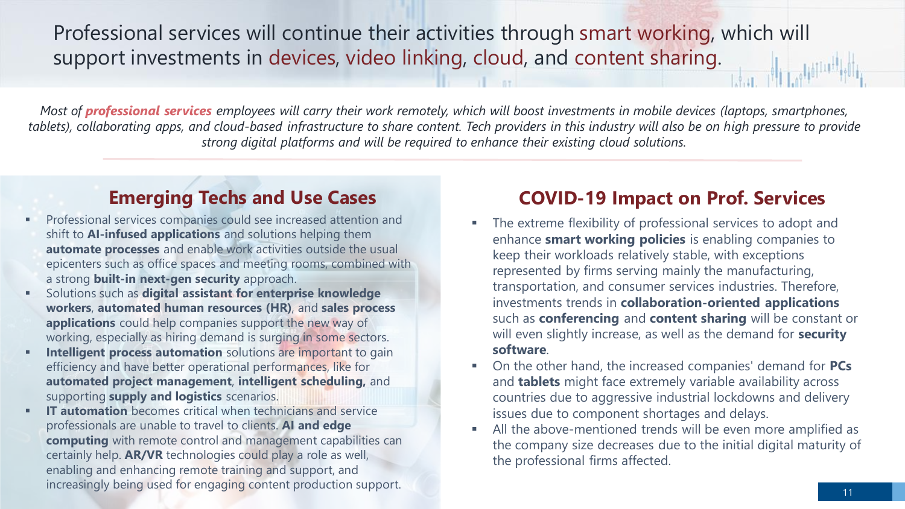# Professional services will continue their activities through smart working, which will support investments in devices, video linking, cloud, and content sharing.

*Most of **professional services** employees will carry their work remotely, which will boost investments in mobile devices (laptops, smartphones, tablets), collaborating apps, and cloud-based infrastructure to share content. Tech providers in this industry will also be on high pressure to provide strong digital platforms and will be required to enhance their existing cloud solutions.*

## Emerging Techs and Use Cases

- Professional services companies could see increased attention and shift to **AI-infused applications** and solutions helping them **automate processes** and enable work activities outside the usual epicenters such as office spaces and meeting rooms, combined with a strong **built-in next-gen security** approach.
- Solutions such as **digital assistant for enterprise knowledge workers**, **automated human resources (HR)**, and **sales process applications** could help companies support the new way of working, especially as hiring demand is surging in some sectors.
- **Intelligent process automation** solutions are important to gain efficiency and have better operational performances, like for **automated project management**, **intelligent scheduling,** and supporting **supply and logistics** scenarios.
- **IT automation** becomes critical when technicians and service professionals are unable to travel to clients. **AI and edge computing** with remote control and management capabilities can certainly help. **AR/VR** technologies could play a role as well, enabling and enhancing remote training and support, and increasingly being used for engaging content production support.

## COVID-19 Impact on Prof. Services

- The extreme flexibility of professional services to adopt and enhance **smart working policies** is enabling companies to keep their workloads relatively stable, with exceptions represented by firms serving mainly the manufacturing, transportation, and consumer services industries. Therefore, investments trends in **collaboration-oriented applications** such as **conferencing** and **content sharing** will be constant or will even slightly increase, as well as the demand for **security software**.
- On the other hand, the increased companies' demand for **PCs** and **tablets** might face extremely variable availability across countries due to aggressive industrial lockdowns and delivery issues due to component shortages and delays.
- All the above-mentioned trends will be even more amplified as the company size decreases due to the initial digital maturity of the professional firms affected.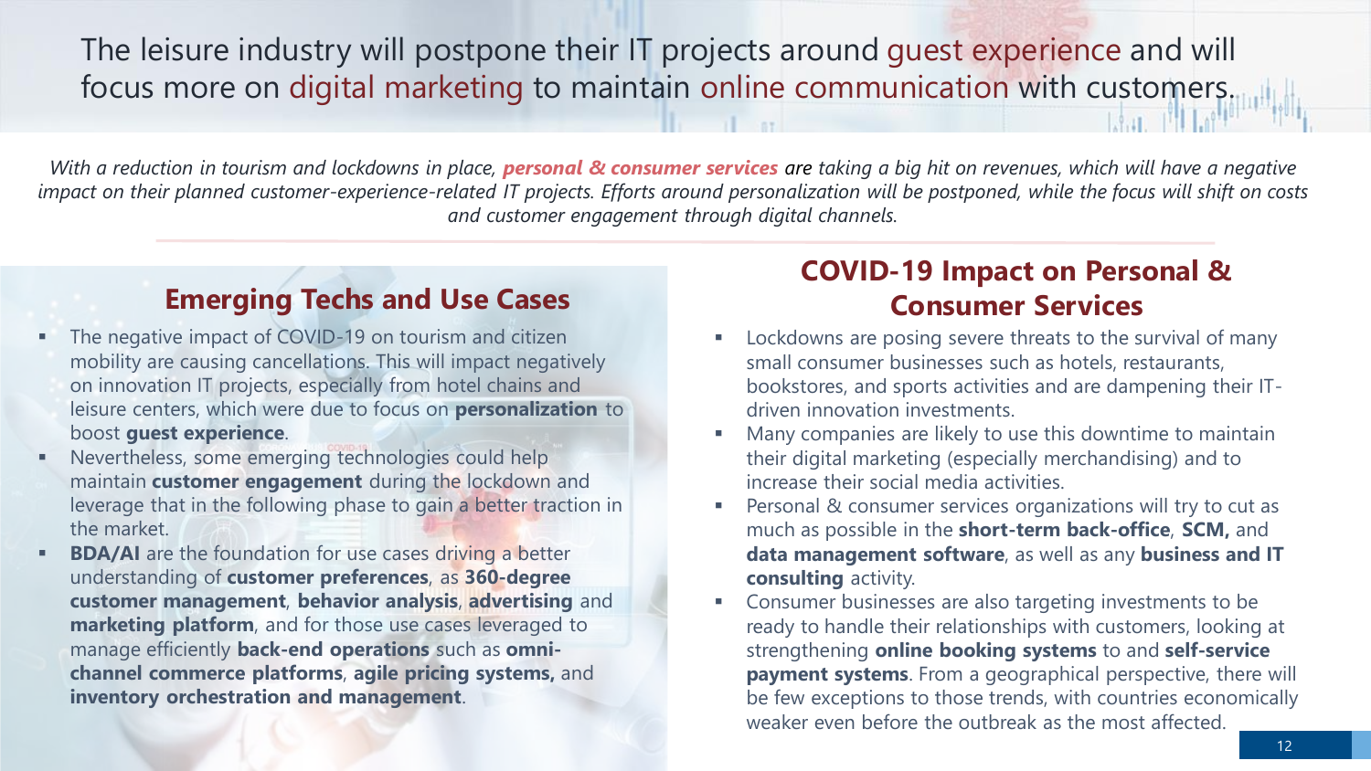# The leisure industry will postpone their IT projects around guest experience and will focus more on digital marketing to maintain online communication with customers.

*With a reduction in tourism and lockdowns in place, **personal & consumer services** are taking a big hit on revenues, which will have a negative impact on their planned customer-experience-related IT projects. Efforts around personalization will be postponed, while the focus will shift on costs and customer engagement through digital channels.*

## Emerging Techs and Use Cases

- The negative impact of COVID-19 on tourism and citizen mobility are causing cancellations. This will impact negatively on innovation IT projects, especially from hotel chains and leisure centers, which were due to focus on **personalization** to boost **guest experience**.
- Nevertheless, some emerging technologies could help maintain **customer engagement** during the lockdown and leverage that in the following phase to gain a better traction in the market.
- **BDA/AI** are the foundation for use cases driving a better understanding of **customer preferences**, as **360-degree customer management**, **behavior analysis**, **advertising** and **marketing platform**, and for those use cases leveraged to manage efficiently **back-end operations** such as **omni-channel commerce platforms**, **agile pricing systems,** and **inventory orchestration and management**.

## COVID-19 Impact on Personal & Consumer Services

- Lockdowns are posing severe threats to the survival of many small consumer businesses such as hotels, restaurants, bookstores, and sports activities and are dampening their IT-driven innovation investments.
- Many companies are likely to use this downtime to maintain their digital marketing (especially merchandising) and to increase their social media activities.
- Personal & consumer services organizations will try to cut as much as possible in the **short-term back-office**, **SCM,** and **data management software**, as well as any **business and IT consulting** activity.
- Consumer businesses are also targeting investments to be ready to handle their relationships with customers, looking at strengthening **online booking systems** to and **self-service payment systems**. From a geographical perspective, there will be few exceptions to those trends, with countries economically weaker even before the outbreak as the most affected.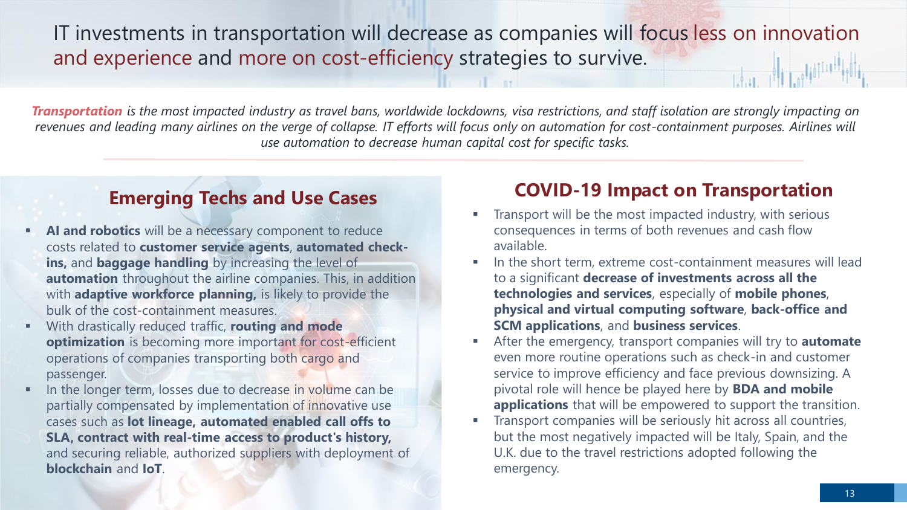# IT investments in transportation will decrease as companies will focus less on innovation and experience and more on cost-efficiency strategies to survive.

***Transportation** is the most impacted industry as travel bans, worldwide lockdowns, visa restrictions, and staff isolation are strongly impacting on revenues and leading many airlines on the verge of collapse. IT efforts will focus only on automation for cost-containment purposes. Airlines will use automation to decrease human capital cost for specific tasks.*

## Emerging Techs and Use Cases

- **AI and robotics** will be a necessary component to reduce costs related to **customer service agents**, **automated check-ins,** and **baggage handling** by increasing the level of **automation** throughout the airline companies. This, in addition with **adaptive workforce planning,** is likely to provide the bulk of the cost-containment measures.
- With drastically reduced traffic, **routing and mode optimization** is becoming more important for cost-efficient operations of companies transporting both cargo and passenger.
- In the longer term, losses due to decrease in volume can be partially compensated by implementation of innovative use cases such as **lot lineage, automated enabled call offs to SLA, contract with real-time access to product's history,** and securing reliable, authorized suppliers with deployment of **blockchain** and **IoT**.

## COVID-19 Impact on Transportation

- Transport will be the most impacted industry, with serious consequences in terms of both revenues and cash flow available.
- In the short term, extreme cost-containment measures will lead to a significant **decrease of investments across all the technologies and services**, especially of **mobile phones**, **physical and virtual computing software**, **back-office and SCM applications**, and **business services**.
- After the emergency, transport companies will try to **automate** even more routine operations such as check-in and customer service to improve efficiency and face previous downsizing. A pivotal role will hence be played here by **BDA and mobile applications** that will be empowered to support the transition.
- Transport companies will be seriously hit across all countries, but the most negatively impacted will be Italy, Spain, and the U.K. due to the travel restrictions adopted following the emergency.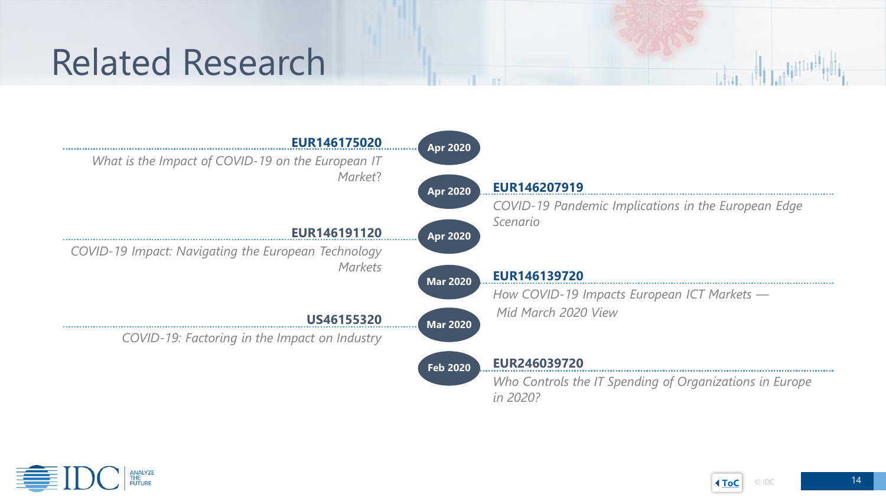# Related Research

**Apr 2020** — **EUR146175020**
*What is the Impact of COVID-19 on the European IT Market?*

**Apr 2020** — **EUR146207919**
*COVID-19 Pandemic Implications in the European Edge Scenario*

**Apr 2020** — **EUR146191120**
*COVID-19 Impact: Navigating the European Technology Markets*

**Mar 2020** — **EUR146139720**
*How COVID-19 Impacts European ICT Markets — Mid March 2020 View*

**Mar 2020** — **US46155320**
*COVID-19: Factoring in the Impact on Industry*

**Feb 2020** — **EUR246039720**
*Who Controls the IT Spending of Organizations in Europe in 2020?*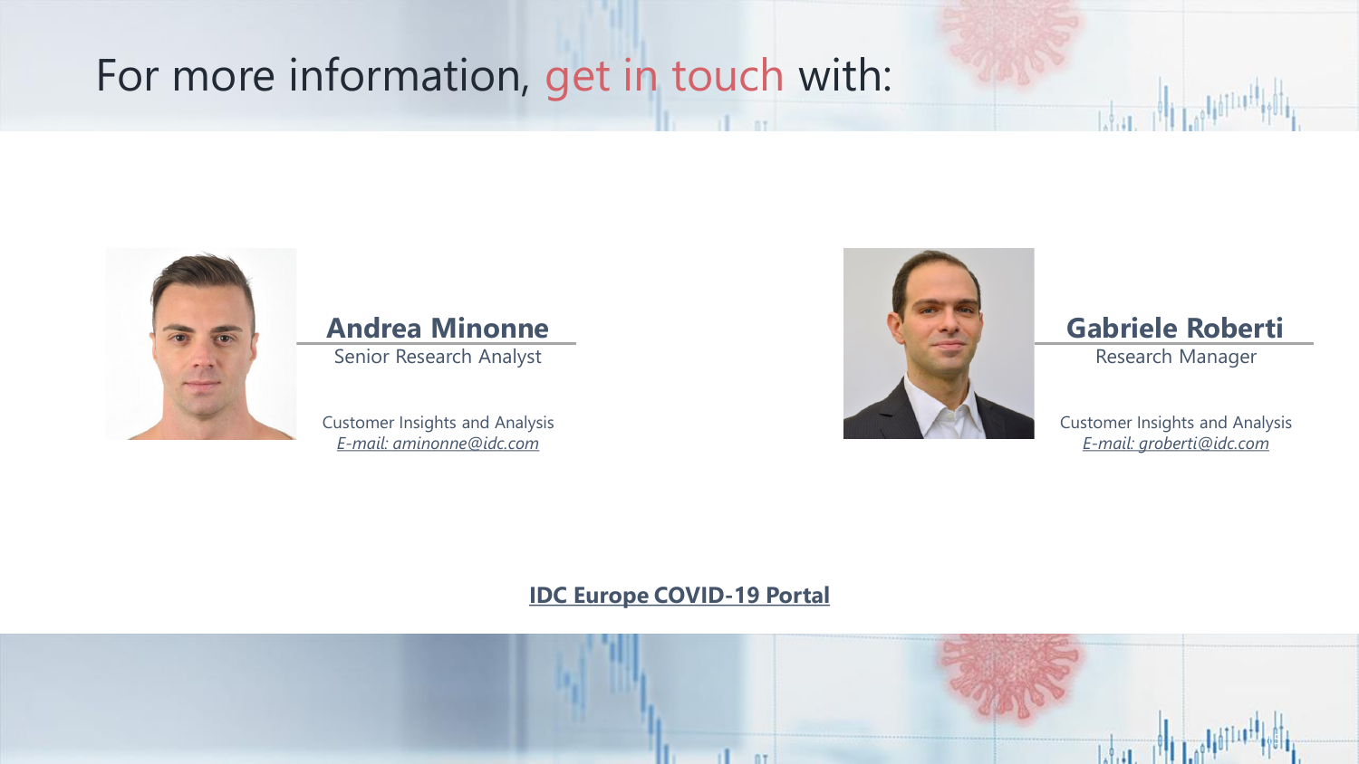# For more information, get in touch with:

**Andrea Minonne**
Senior Research Analyst

Customer Insights and Analysis
*E-mail: aminonne@idc.com*

**Gabriele Roberti**
Research Manager

Customer Insights and Analysis
*E-mail: groberti@idc.com*

**IDC Europe COVID-19 Portal**